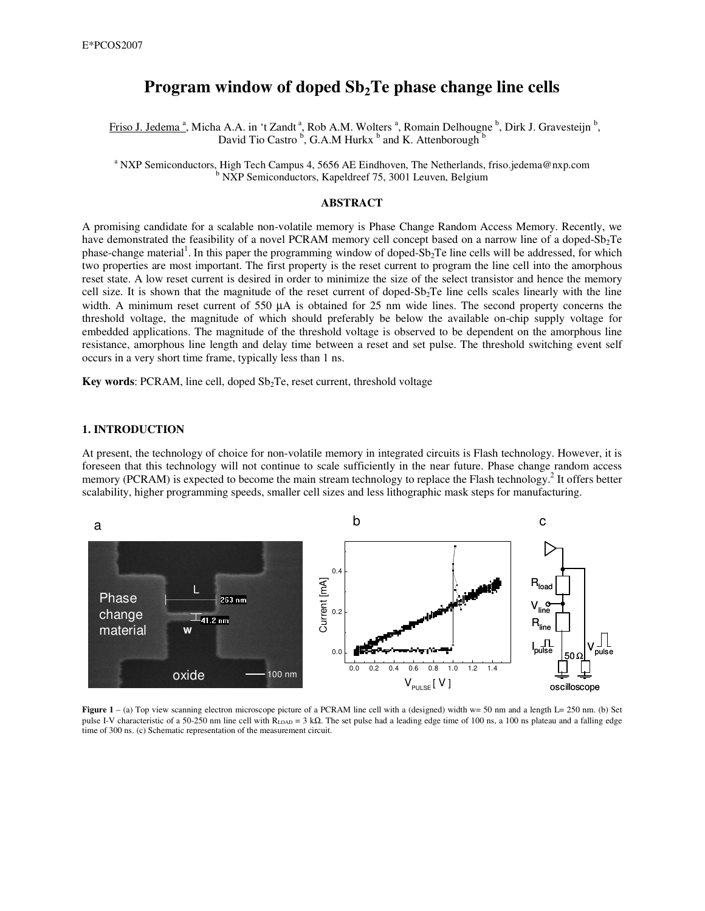# Program window of doped $Sb_2Te$ phase change line cells

Friso J. Jedema [a], Micha A.A. in 't Zandt [a], Rob A.M. Wolters [a], Romain Delhougne [b], Dirk J. Gravesteijn [b], David Tio Castro [b], G.A.M Hurkx [b] and K. Attenborough [b]

[a] NXP Semiconductors, High Tech Campus 4, 5656 AE Eindhoven, The Netherlands, friso.jedema@nxp.com
[b] NXP Semiconductors, Kapeldreef 75, 3001 Leuven, Belgium

## ABSTRACT

A promising candidate for a scalable non-volatile memory is Phase Change Random Access Memory. Recently, we have demonstrated the feasibility of a novel PCRAM memory cell concept based on a narrow line of a doped-$Sb_2Te$ phase-change material[1]. In this paper the programming window of doped-$Sb_2Te$ line cells will be addressed, for which two properties are most important. The first property is the reset current to program the line cell into the amorphous reset state. A low reset current is desired in order to minimize the size of the select transistor and hence the memory cell size. It is shown that the magnitude of the reset current of doped-$Sb_2Te$ line cells scales linearly with the line width. A minimum reset current of 550 μA is obtained for 25 nm wide lines. The second property concerns the threshold voltage, the magnitude of which should preferably be below the available on-chip supply voltage for embedded applications. The magnitude of the threshold voltage is observed to be dependent on the amorphous line resistance, amorphous line length and delay time between a reset and set pulse. The threshold switching event self occurs in a very short time frame, typically less than 1 ns.

**Key words**: PCRAM, line cell, doped $Sb_2Te$, reset current, threshold voltage

## 1. INTRODUCTION

At present, the technology of choice for non-volatile memory in integrated circuits is Flash technology. However, it is foreseen that this technology will not continue to scale sufficiently in the near future. Phase change random access memory (PCRAM) is expected to become the main stream technology to replace the Flash technology.[2] It offers better scalability, higher programming speeds, smaller cell sizes and less lithographic mask steps for manufacturing.

**Figure 1** – (a) Top view scanning electron microscope picture of a PCRAM line cell with a (designed) width w= 50 nm and a length L= 250 nm. (b) Set pulse I-V characteristic of a 50-250 nm line cell with $R_{LOAD}$ = 3 kΩ. The set pulse had a leading edge time of 100 ns, a 100 ns plateau and a falling edge time of 300 ns. (c) Schematic representation of the measurement circuit.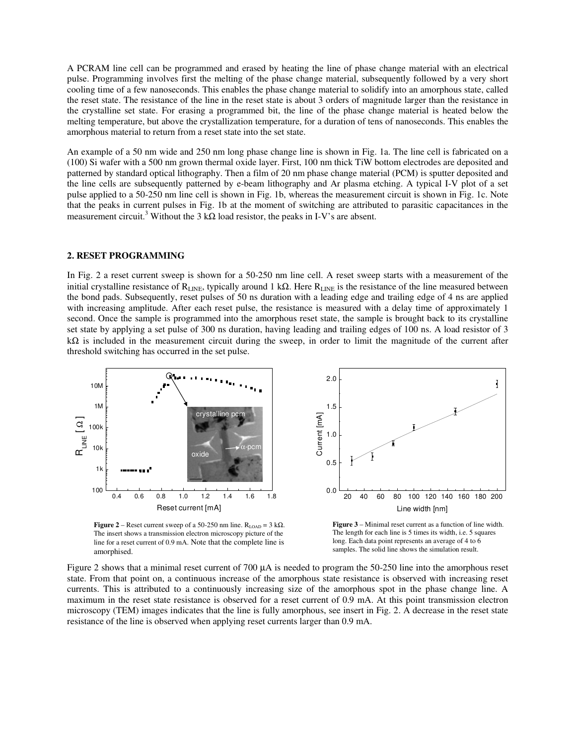A PCRAM line cell can be programmed and erased by heating the line of phase change material with an electrical pulse. Programming involves first the melting of the phase change material, subsequently followed by a very short cooling time of a few nanoseconds. This enables the phase change material to solidify into an amorphous state, called the reset state. The resistance of the line in the reset state is about 3 orders of magnitude larger than the resistance in the crystalline set state. For erasing a programmed bit, the line of the phase change material is heated below the melting temperature, but above the crystallization temperature, for a duration of tens of nanoseconds. This enables the amorphous material to return from a reset state into the set state.

An example of a 50 nm wide and 250 nm long phase change line is shown in Fig. 1a. The line cell is fabricated on a (100) Si wafer with a 500 nm grown thermal oxide layer. First, 100 nm thick TiW bottom electrodes are deposited and patterned by standard optical lithography. Then a film of 20 nm phase change material (PCM) is sputter deposited and the line cells are subsequently patterned by e-beam lithography and Ar plasma etching. A typical I-V plot of a set pulse applied to a 50-250 nm line cell is shown in Fig. 1b, whereas the measurement circuit is shown in Fig. 1c. Note that the peaks in current pulses in Fig. 1b at the moment of switching are attributed to parasitic capacitances in the measurement circuit.[3] Without the 3 kΩ load resistor, the peaks in I-V's are absent.

## 2. RESET PROGRAMMING

In Fig. 2 a reset current sweep is shown for a 50-250 nm line cell. A reset sweep starts with a measurement of the initial crystalline resistance of $R_{LINE}$, typically around 1 kΩ. Here $R_{LINE}$ is the resistance of the line measured between the bond pads. Subsequently, reset pulses of 50 ns duration with a leading edge and trailing edge of 4 ns are applied with increasing amplitude. After each reset pulse, the resistance is measured with a delay time of approximately 1 second. Once the sample is programmed into the amorphous reset state, the sample is brought back to its crystalline set state by applying a set pulse of 300 ns duration, having leading and trailing edges of 100 ns. A load resistor of 3 kΩ is included in the measurement circuit during the sweep, in order to limit the magnitude of the current after threshold switching has occurred in the set pulse.

**Figure 2** – Reset current sweep of a 50-250 nm line. $R_{LOAD}$ = 3 kΩ. The insert shows a transmission electron microscopy picture of the line for a reset current of 0.9 mA. Note that the complete line is amorphised.

**Figure 3** – Minimal reset current as a function of line width. The length for each line is 5 times its width, i.e. 5 squares long. Each data point represents an average of 4 to 6 samples. The solid line shows the simulation result.

Figure 2 shows that a minimal reset current of 700 μA is needed to program the 50-250 line into the amorphous reset state. From that point on, a continuous increase of the amorphous state resistance is observed with increasing reset currents. This is attributed to a continuously increasing size of the amorphous spot in the phase change line. A maximum in the reset state resistance is observed for a reset current of 0.9 mA. At this point transmission electron microscopy (TEM) images indicates that the line is fully amorphous, see insert in Fig. 2. A decrease in the reset state resistance of the line is observed when applying reset currents larger than 0.9 mA.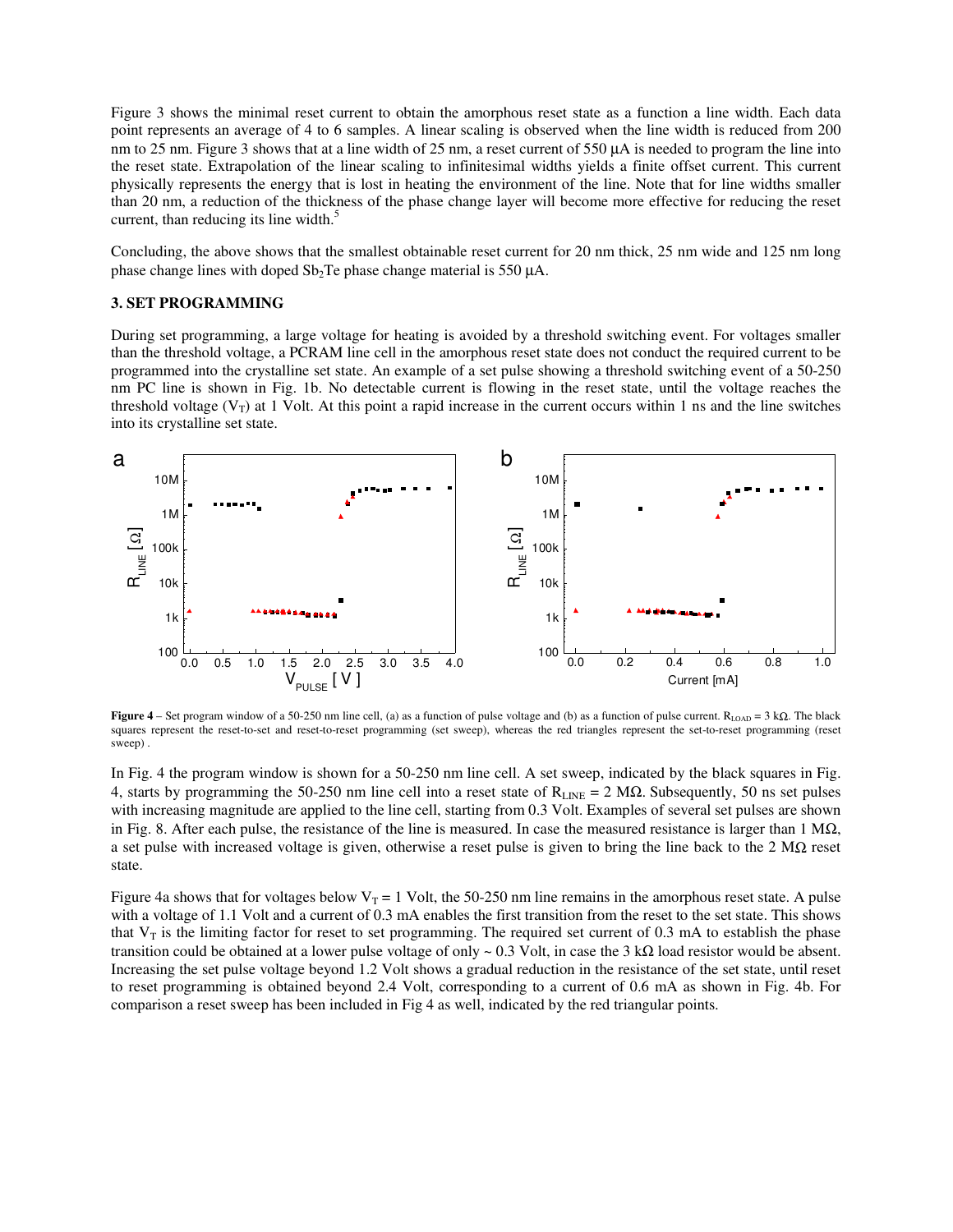Figure 3 shows the minimal reset current to obtain the amorphous reset state as a function a line width. Each data point represents an average of 4 to 6 samples. A linear scaling is observed when the line width is reduced from 200 nm to 25 nm. Figure 3 shows that at a line width of 25 nm, a reset current of 550 µA is needed to program the line into the reset state. Extrapolation of the linear scaling to infinitesimal widths yields a finite offset current. This current physically represents the energy that is lost in heating the environment of the line. Note that for line widths smaller than 20 nm, a reduction of the thickness of the phase change layer will become more effective for reducing the reset current, than reducing its line width.[5]

Concluding, the above shows that the smallest obtainable reset current for 20 nm thick, 25 nm wide and 125 nm long phase change lines with doped $Sb_2Te$ phase change material is 550 µA.

### 3. SET PROGRAMMING

During set programming, a large voltage for heating is avoided by a threshold switching event. For voltages smaller than the threshold voltage, a PCRAM line cell in the amorphous reset state does not conduct the required current to be programmed into the crystalline set state. An example of a set pulse showing a threshold switching event of a 50-250 nm PC line is shown in Fig. 1b. No detectable current is flowing in the reset state, until the voltage reaches the threshold voltage ($V_T$) at 1 Volt. At this point a rapid increase in the current occurs within 1 ns and the line switches into its crystalline set state.

**Figure 4** – Set program window of a 50-250 nm line cell, (a) as a function of pulse voltage and (b) as a function of pulse current. $R_{LOAD}$ = 3 kΩ. The black squares represent the reset-to-set and reset-to-reset programming (set sweep), whereas the red triangles represent the set-to-reset programming (reset sweep) .

In Fig. 4 the program window is shown for a 50-250 nm line cell. A set sweep, indicated by the black squares in Fig. 4, starts by programming the 50-250 nm line cell into a reset state of $R_{LINE}$ = 2 MΩ. Subsequently, 50 ns set pulses with increasing magnitude are applied to the line cell, starting from 0.3 Volt. Examples of several set pulses are shown in Fig. 8. After each pulse, the resistance of the line is measured. In case the measured resistance is larger than 1 MΩ, a set pulse with increased voltage is given, otherwise a reset pulse is given to bring the line back to the 2 MΩ reset state.

Figure 4a shows that for voltages below $V_T$ = 1 Volt, the 50-250 nm line remains in the amorphous reset state. A pulse with a voltage of 1.1 Volt and a current of 0.3 mA enables the first transition from the reset to the set state. This shows that $V_T$ is the limiting factor for reset to set programming. The required set current of 0.3 mA to establish the phase transition could be obtained at a lower pulse voltage of only ~ 0.3 Volt, in case the 3 kΩ load resistor would be absent. Increasing the set pulse voltage beyond 1.2 Volt shows a gradual reduction in the resistance of the set state, until reset to reset programming is obtained beyond 2.4 Volt, corresponding to a current of 0.6 mA as shown in Fig. 4b. For comparison a reset sweep has been included in Fig 4 as well, indicated by the red triangular points.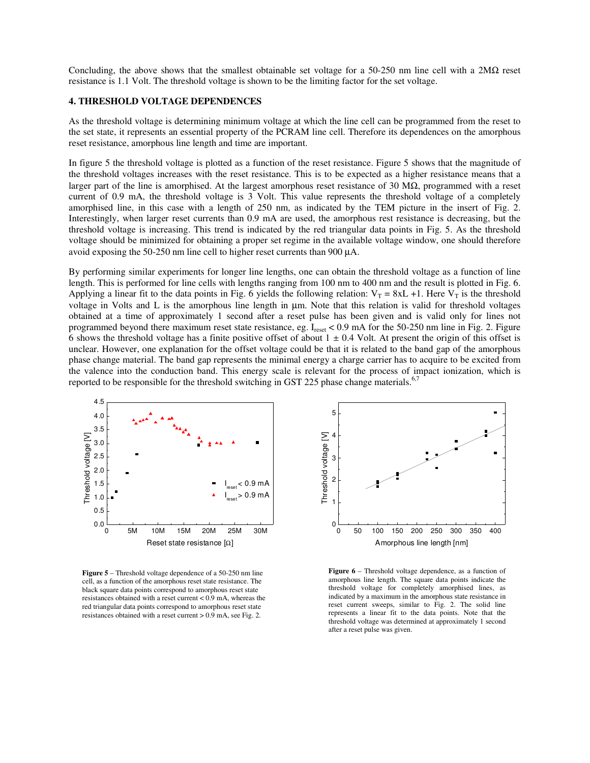Concluding, the above shows that the smallest obtainable set voltage for a 50-250 nm line cell with a 2MΩ reset resistance is 1.1 Volt. The threshold voltage is shown to be the limiting factor for the set voltage.

## 4. THRESHOLD VOLTAGE DEPENDENCES

As the threshold voltage is determining minimum voltage at which the line cell can be programmed from the reset to the set state, it represents an essential property of the PCRAM line cell. Therefore its dependences on the amorphous reset resistance, amorphous line length and time are important.

In figure 5 the threshold voltage is plotted as a function of the reset resistance. Figure 5 shows that the magnitude of the threshold voltages increases with the reset resistance. This is to be expected as a higher resistance means that a larger part of the line is amorphised. At the largest amorphous reset resistance of 30 MΩ, programmed with a reset current of 0.9 mA, the threshold voltage is 3 Volt. This value represents the threshold voltage of a completely amorphised line, in this case with a length of 250 nm, as indicated by the TEM picture in the insert of Fig. 2. Interestingly, when larger reset currents than 0.9 mA are used, the amorphous rest resistance is decreasing, but the threshold voltage is increasing. This trend is indicated by the red triangular data points in Fig. 5. As the threshold voltage should be minimized for obtaining a proper set regime in the available voltage window, one should therefore avoid exposing the 50-250 nm line cell to higher reset currents than 900 µA.

By performing similar experiments for longer line lengths, one can obtain the threshold voltage as a function of line length. This is performed for line cells with lengths ranging from 100 nm to 400 nm and the result is plotted in Fig. 6. Applying a linear fit to the data points in Fig. 6 yields the following relation: $V_T = 8xL + 1$. Here $V_T$ is the threshold voltage in Volts and L is the amorphous line length in µm. Note that this relation is valid for threshold voltages obtained at a time of approximately 1 second after a reset pulse has been given and is valid only for lines not programmed beyond there maximum reset state resistance, eg. $I_{reset} < 0.9$ mA for the 50-250 nm line in Fig. 2. Figure 6 shows the threshold voltage has a finite positive offset of about 1 ± 0.4 Volt. At present the origin of this offset is unclear. However, one explanation for the offset voltage could be that it is related to the band gap of the amorphous phase change material. The band gap represents the minimal energy a charge carrier has to acquire to be excited from the valence into the conduction band. This energy scale is relevant for the process of impact ionization, which is reported to be responsible for the threshold switching in GST 225 phase change materials.[6,7]

**Figure 5** – Threshold voltage dependence of a 50-250 nm line cell, as a function of the amorphous reset state resistance. The black square data points correspond to amorphous reset state resistances obtained with a reset current < 0.9 mA, whereas the red triangular data points correspond to amorphous reset state resistances obtained with a reset current > 0.9 mA, see Fig. 2.

**Figure 6** – Threshold voltage dependence, as a function of amorphous line length. The square data points indicate the threshold voltage for completely amorphised lines, as indicated by a maximum in the amorphous state resistance in reset current sweeps, similar to Fig. 2. The solid line represents a linear fit to the data points. Note that the threshold voltage was determined at approximately 1 second after a reset pulse was given.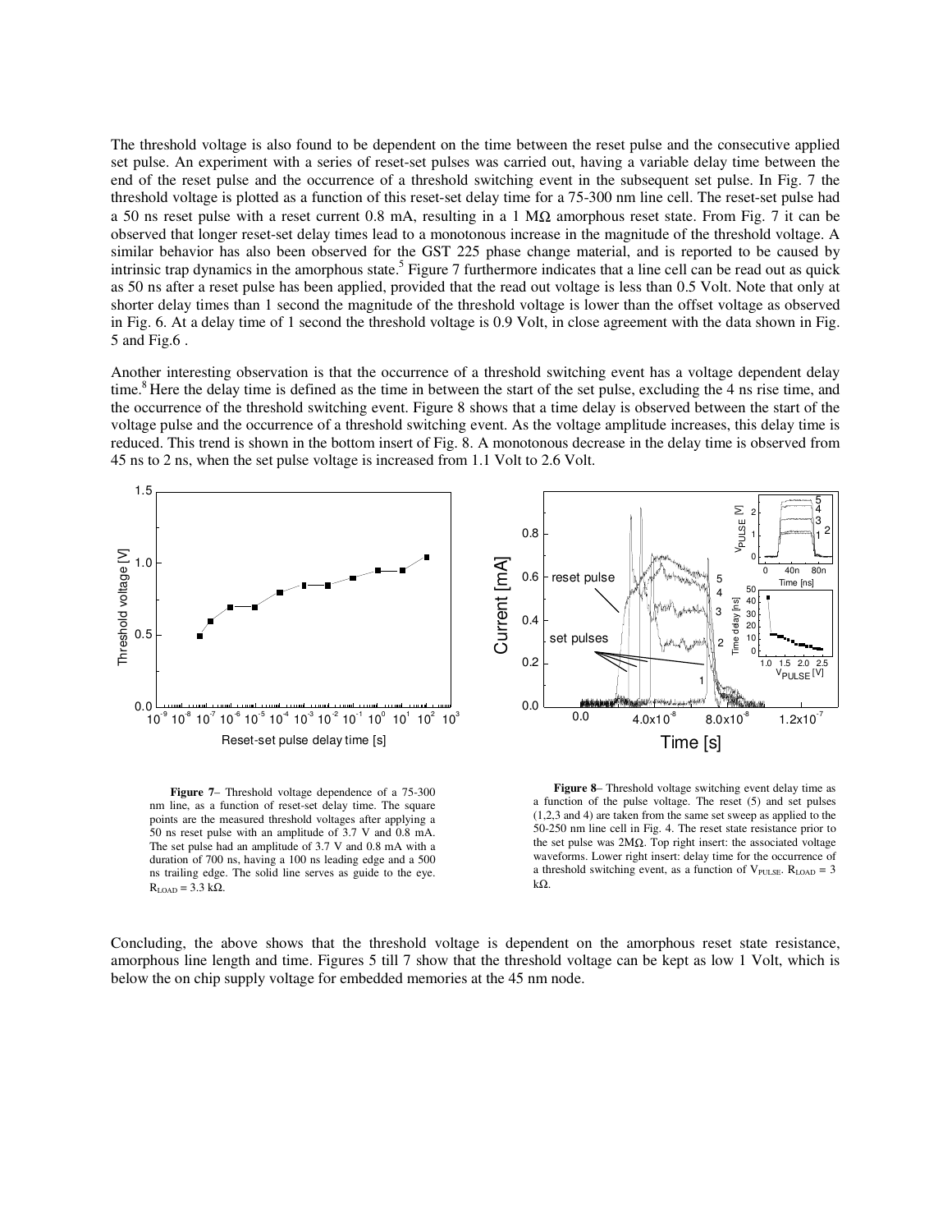The threshold voltage is also found to be dependent on the time between the reset pulse and the consecutive applied set pulse. An experiment with a series of reset-set pulses was carried out, having a variable delay time between the end of the reset pulse and the occurrence of a threshold switching event in the subsequent set pulse. In Fig. 7 the threshold voltage is plotted as a function of this reset-set delay time for a 75-300 nm line cell. The reset-set pulse had a 50 ns reset pulse with a reset current 0.8 mA, resulting in a 1 MΩ amorphous reset state. From Fig. 7 it can be observed that longer reset-set delay times lead to a monotonous increase in the magnitude of the threshold voltage. A similar behavior has also been observed for the GST 225 phase change material, and is reported to be caused by intrinsic trap dynamics in the amorphous state.[5] Figure 7 furthermore indicates that a line cell can be read out as quick as 50 ns after a reset pulse has been applied, provided that the read out voltage is less than 0.5 Volt. Note that only at shorter delay times than 1 second the magnitude of the threshold voltage is lower than the offset voltage as observed in Fig. 6. At a delay time of 1 second the threshold voltage is 0.9 Volt, in close agreement with the data shown in Fig. 5 and Fig.6 .

Another interesting observation is that the occurrence of a threshold switching event has a voltage dependent delay time.[8] Here the delay time is defined as the time in between the start of the set pulse, excluding the 4 ns rise time, and the occurrence of the threshold switching event. Figure 8 shows that a time delay is observed between the start of the voltage pulse and the occurrence of a threshold switching event. As the voltage amplitude increases, this delay time is reduced. This trend is shown in the bottom insert of Fig. 8. A monotonous decrease in the delay time is observed from 45 ns to 2 ns, when the set pulse voltage is increased from 1.1 Volt to 2.6 Volt.

**Figure 7**– Threshold voltage dependence of a 75-300 nm line, as a function of reset-set delay time. The square points are the measured threshold voltages after applying a 50 ns reset pulse with an amplitude of 3.7 V and 0.8 mA. The set pulse had an amplitude of 3.7 V and 0.8 mA with a duration of 700 ns, having a 100 ns leading edge and a 500 ns trailing edge. The solid line serves as guide to the eye. $R_{LOAD}$ = 3.3 kΩ.

**Figure 8**– Threshold voltage switching event delay time as a function of the pulse voltage. The reset (5) and set pulses (1,2,3 and 4) are taken from the same set sweep as applied to the 50-250 nm line cell in Fig. 4. The reset state resistance prior to the set pulse was 2MΩ. Top right insert: the associated voltage waveforms. Lower right insert: delay time for the occurrence of a threshold switching event, as a function of $V_{PULSE}$. $R_{LOAD}$ = 3 kΩ.

Concluding, the above shows that the threshold voltage is dependent on the amorphous reset state resistance, amorphous line length and time. Figures 5 till 7 show that the threshold voltage can be kept as low 1 Volt, which is below the on chip supply voltage for embedded memories at the 45 nm node.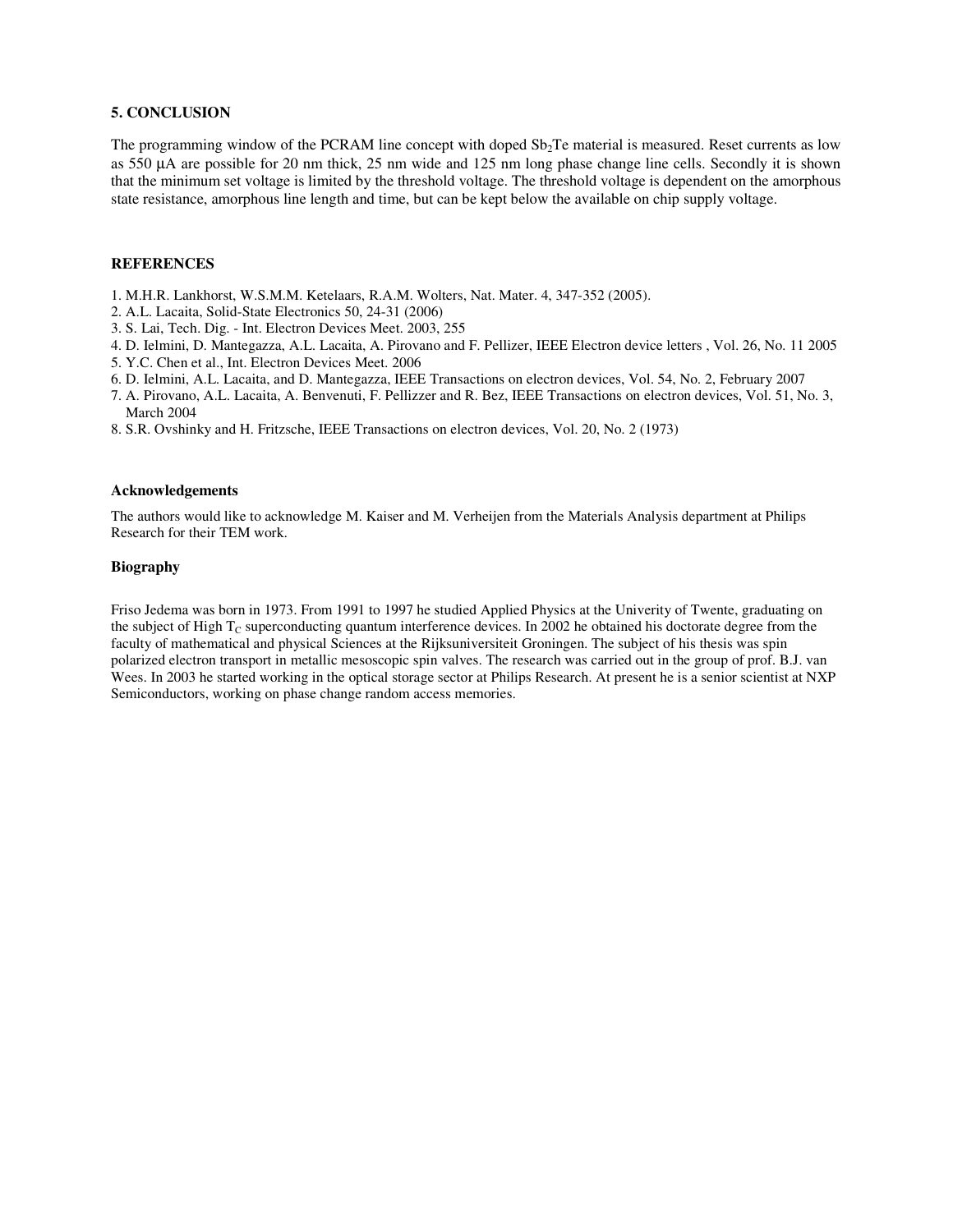## 5. CONCLUSION

The programming window of the PCRAM line concept with doped $Sb_2Te$ material is measured. Reset currents as low as 550 µA are possible for 20 nm thick, 25 nm wide and 125 nm long phase change line cells. Secondly it is shown that the minimum set voltage is limited by the threshold voltage. The threshold voltage is dependent on the amorphous state resistance, amorphous line length and time, but can be kept below the available on chip supply voltage.

## REFERENCES

1. M.H.R. Lankhorst, W.S.M.M. Ketelaars, R.A.M. Wolters, Nat. Mater. 4, 347-352 (2005).
2. A.L. Lacaita, Solid-State Electronics 50, 24-31 (2006)
3. S. Lai, Tech. Dig. - Int. Electron Devices Meet. 2003, 255
4. D. Ielmini, D. Mantegazza, A.L. Lacaita, A. Pirovano and F. Pellizer, IEEE Electron device letters , Vol. 26, No. 11 2005
5. Y.C. Chen et al., Int. Electron Devices Meet. 2006
6. D. Ielmini, A.L. Lacaita, and D. Mantegazza, IEEE Transactions on electron devices, Vol. 54, No. 2, February 2007
7. A. Pirovano, A.L. Lacaita, A. Benvenuti, F. Pellizzer and R. Bez, IEEE Transactions on electron devices, Vol. 51, No. 3, March 2004
8. S.R. Ovshinky and H. Fritzsche, IEEE Transactions on electron devices, Vol. 20, No. 2 (1973)

### Acknowledgements

The authors would like to acknowledge M. Kaiser and M. Verheijen from the Materials Analysis department at Philips Research for their TEM work.

### Biography

Friso Jedema was born in 1973. From 1991 to 1997 he studied Applied Physics at the Univerity of Twente, graduating on the subject of High $T_C$ superconducting quantum interference devices. In 2002 he obtained his doctorate degree from the faculty of mathematical and physical Sciences at the Rijksuniversiteit Groningen. The subject of his thesis was spin polarized electron transport in metallic mesoscopic spin valves. The research was carried out in the group of prof. B.J. van Wees. In 2003 he started working in the optical storage sector at Philips Research. At present he is a senior scientist at NXP Semiconductors, working on phase change random access memories.